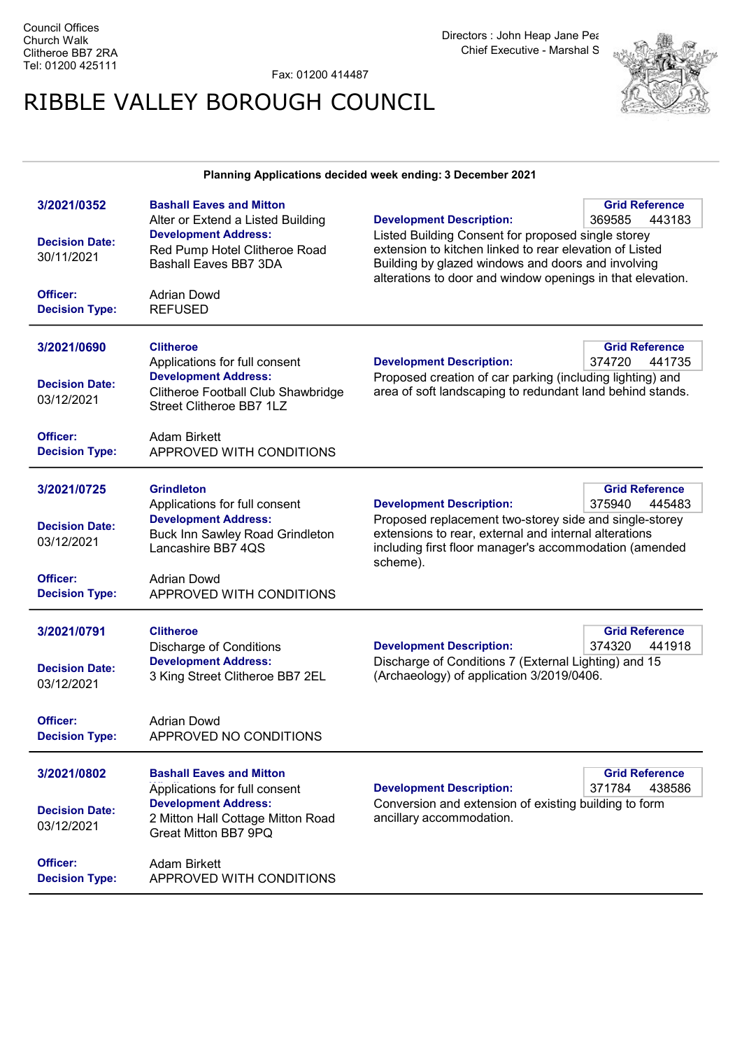Council Offices
Church Walk
Clitheroe BB7 2RA
Tel: 01200 425111

Fax: 01200 414487

Directors : John Heap Jane Pea
Chief Executive - Marshal S

# RIBBLE VALLEY BOROUGH COUNCIL

**Planning Applications decided week ending: 3 December 2021**

---

**3/2021/0352**

**Bashall Eaves and Mitton**
Alter or Extend a Listed Building

**Development Address:**
Red Pump Hotel Clitheroe Road Bashall Eaves BB7 3DA

**Decision Date:** 30/11/2021

**Officer:** Adrian Dowd

**Decision Type:** REFUSED

**Grid Reference:** 369585 443183

**Development Description:**
Listed Building Consent for proposed single storey extension to kitchen linked to rear elevation of Listed Building by glazed windows and doors and involving alterations to door and window openings in that elevation.

---

**3/2021/0690**

**Clitheroe**
Applications for full consent

**Development Address:**
Clitheroe Football Club Shawbridge Street Clitheroe BB7 1LZ

**Decision Date:** 03/12/2021

**Officer:** Adam Birkett

**Decision Type:** APPROVED WITH CONDITIONS

**Grid Reference:** 374720 441735

**Development Description:**
Proposed creation of car parking (including lighting) and area of soft landscaping to redundant land behind stands.

---

**3/2021/0725**

**Grindleton**
Applications for full consent

**Development Address:**
Buck Inn Sawley Road Grindleton Lancashire BB7 4QS

**Decision Date:** 03/12/2021

**Officer:** Adrian Dowd

**Decision Type:** APPROVED WITH CONDITIONS

**Grid Reference:** 375940 445483

**Development Description:**
Proposed replacement two-storey side and single-storey extensions to rear, external and internal alterations including first floor manager's accommodation (amended scheme).

---

**3/2021/0791**

**Clitheroe**
Discharge of Conditions

**Development Address:**
3 King Street Clitheroe BB7 2EL

**Decision Date:** 03/12/2021

**Officer:** Adrian Dowd

**Decision Type:** APPROVED NO CONDITIONS

**Grid Reference:** 374320 441918

**Development Description:**
Discharge of Conditions 7 (External Lighting) and 15 (Archaeology) of application 3/2019/0406.

---

**3/2021/0802**

**Bashall Eaves and Mitton**
Applications for full consent

**Development Address:**
2 Mitton Hall Cottage Mitton Road Great Mitton BB7 9PQ

**Decision Date:** 03/12/2021

**Officer:** Adam Birkett

**Decision Type:** APPROVED WITH CONDITIONS

**Grid Reference:** 371784 438586

**Development Description:**
Conversion and extension of existing building to form ancillary accommodation.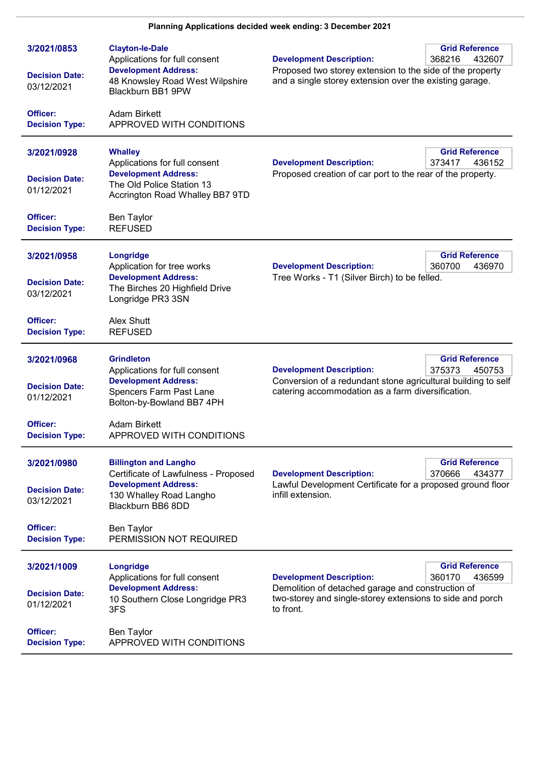**Planning Applications decided week ending: 3 December 2021**

---

**3/2021/0853**

**Clayton-le-Dale**
Applications for full consent

**Decision Date:** 03/12/2021

**Development Address:**
48 Knowsley Road West Wilpshire Blackburn BB1 9PW

**Development Description:**
Proposed two storey extension to the side of the property and a single storey extension over the existing garage.

**Grid Reference:** 368216 432607

**Officer:** Adam Birkett
**Decision Type:** APPROVED WITH CONDITIONS

---

**3/2021/0928**

**Whalley**
Applications for full consent

**Decision Date:** 01/12/2021

**Development Address:**
The Old Police Station 13 Accrington Road Whalley BB7 9TD

**Development Description:**
Proposed creation of car port to the rear of the property.

**Grid Reference:** 373417 436152

**Officer:** Ben Taylor
**Decision Type:** REFUSED

---

**3/2021/0958**

**Longridge**
Application for tree works

**Decision Date:** 03/12/2021

**Development Address:**
The Birches 20 Highfield Drive Longridge PR3 3SN

**Development Description:**
Tree Works - T1 (Silver Birch) to be felled.

**Grid Reference:** 360700 436970

**Officer:** Alex Shutt
**Decision Type:** REFUSED

---

**3/2021/0968**

**Grindleton**
Applications for full consent

**Decision Date:** 01/12/2021

**Development Address:**
Spencers Farm Past Lane Bolton-by-Bowland BB7 4PH

**Development Description:**
Conversion of a redundant stone agricultural building to self catering accommodation as a farm diversification.

**Grid Reference:** 375373 450753

**Officer:** Adam Birkett
**Decision Type:** APPROVED WITH CONDITIONS

---

**3/2021/0980**

**Billington and Langho**
Certificate of Lawfulness - Proposed

**Decision Date:** 03/12/2021

**Development Address:**
130 Whalley Road Langho Blackburn BB6 8DD

**Development Description:**
Lawful Development Certificate for a proposed ground floor infill extension.

**Grid Reference:** 370666 434377

**Officer:** Ben Taylor
**Decision Type:** PERMISSION NOT REQUIRED

---

**3/2021/1009**

**Longridge**
Applications for full consent

**Decision Date:** 01/12/2021

**Development Address:**
10 Southern Close Longridge PR3 3FS

**Development Description:**
Demolition of detached garage and construction of two-storey and single-storey extensions to side and porch to front.

**Grid Reference:** 360170 436599

**Officer:** Ben Taylor
**Decision Type:** APPROVED WITH CONDITIONS

---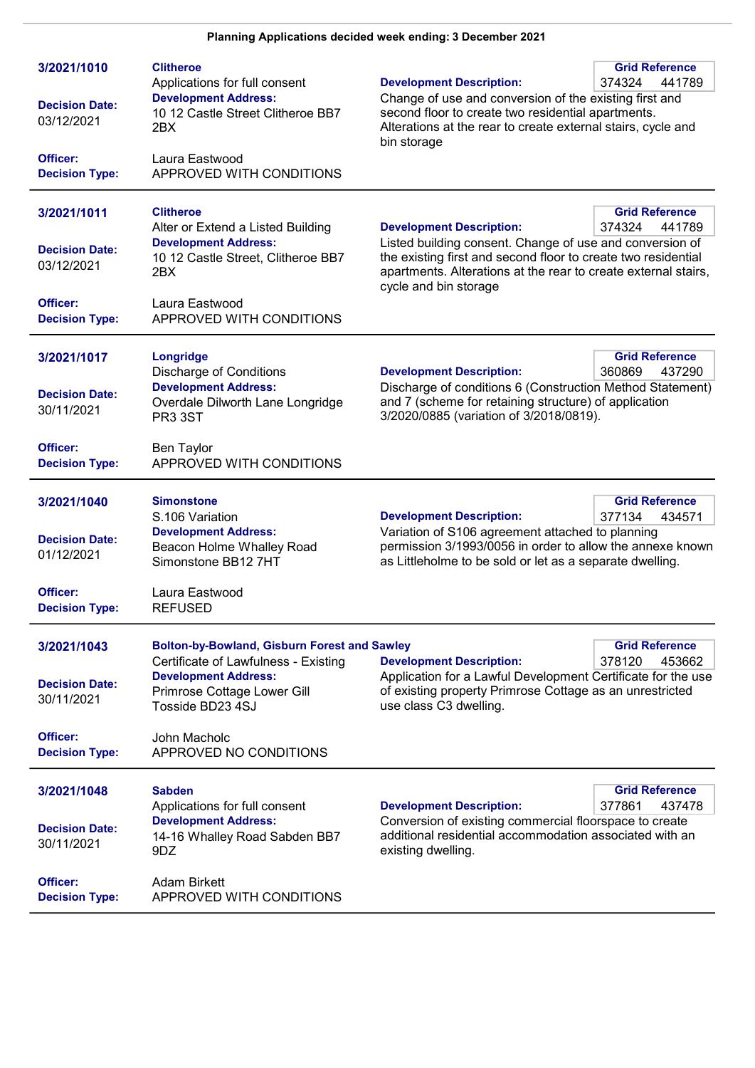**Planning Applications decided week ending: 3 December 2021**

---

**3/2021/1010**

**Clitheroe**
Applications for full consent

**Grid Reference** 374324 441789

**Decision Date:** 03/12/2021

**Development Address:**
10 12 Castle Street Clitheroe BB7 2BX

**Development Description:**
Change of use and conversion of the existing first and second floor to create two residential apartments. Alterations at the rear to create external stairs, cycle and bin storage

**Officer:** Laura Eastwood
**Decision Type:** APPROVED WITH CONDITIONS

---

**3/2021/1011**

**Clitheroe**
Alter or Extend a Listed Building

**Grid Reference** 374324 441789

**Decision Date:** 03/12/2021

**Development Address:**
10 12 Castle Street, Clitheroe BB7 2BX

**Development Description:**
Listed building consent. Change of use and conversion of the existing first and second floor to create two residential apartments. Alterations at the rear to create external stairs, cycle and bin storage

**Officer:** Laura Eastwood
**Decision Type:** APPROVED WITH CONDITIONS

---

**3/2021/1017**

**Longridge**
Discharge of Conditions

**Grid Reference** 360869 437290

**Decision Date:** 30/11/2021

**Development Address:**
Overdale Dilworth Lane Longridge PR3 3ST

**Development Description:**
Discharge of conditions 6 (Construction Method Statement) and 7 (scheme for retaining structure) of application 3/2020/0885 (variation of 3/2018/0819).

**Officer:** Ben Taylor
**Decision Type:** APPROVED WITH CONDITIONS

---

**3/2021/1040**

**Simonstone**
S.106 Variation

**Grid Reference** 377134 434571

**Decision Date:** 01/12/2021

**Development Address:**
Beacon Holme Whalley Road Simonstone BB12 7HT

**Development Description:**
Variation of S106 agreement attached to planning permission 3/1993/0056 in order to allow the annexe known as Littleholme to be sold or let as a separate dwelling.

**Officer:** Laura Eastwood
**Decision Type:** REFUSED

---

**3/2021/1043**

**Bolton-by-Bowland, Gisburn Forest and Sawley**
Certificate of Lawfulness - Existing

**Grid Reference** 378120 453662

**Decision Date:** 30/11/2021

**Development Address:**
Primrose Cottage Lower Gill Tosside BD23 4SJ

**Development Description:**
Application for a Lawful Development Certificate for the use of existing property Primrose Cottage as an unrestricted use class C3 dwelling.

**Officer:** John Macholc
**Decision Type:** APPROVED NO CONDITIONS

---

**3/2021/1048**

**Sabden**
Applications for full consent

**Grid Reference** 377861 437478

**Decision Date:** 30/11/2021

**Development Address:**
14-16 Whalley Road Sabden BB7 9DZ

**Development Description:**
Conversion of existing commercial floorspace to create additional residential accommodation associated with an existing dwelling.

**Officer:** Adam Birkett
**Decision Type:** APPROVED WITH CONDITIONS

---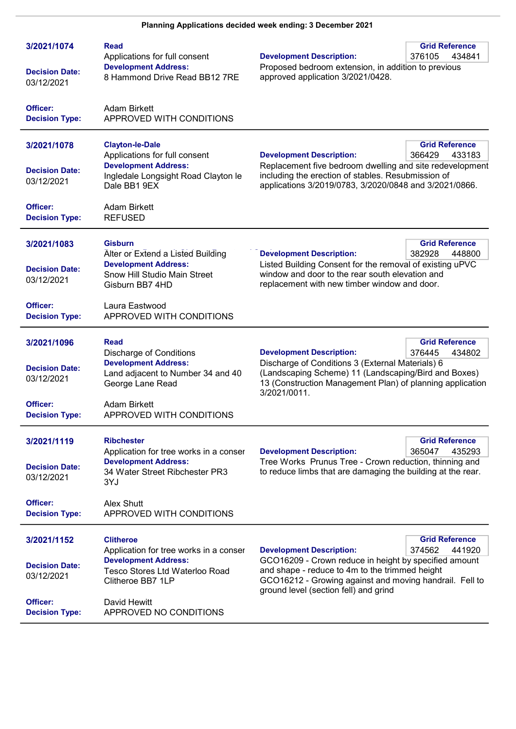**Planning Applications decided week ending: 3 December 2021**

**3/2021/1074**

**Read**
Applications for full consent

**Development Address:**
8 Hammond Drive Read BB12 7RE

**Development Description:**
Proposed bedroom extension, in addition to previous approved application 3/2021/0428.

**Grid Reference** 376105 434841

**Decision Date:** 03/12/2021

**Officer:** Adam Birkett
**Decision Type:** APPROVED WITH CONDITIONS

---

**3/2021/1078**

**Clayton-le-Dale**
Applications for full consent

**Development Address:**
Ingledale Longsight Road Clayton le Dale BB1 9EX

**Development Description:**
Replacement five bedroom dwelling and site redevelopment including the erection of stables. Resubmission of applications 3/2019/0783, 3/2020/0848 and 3/2021/0866.

**Grid Reference** 366429 433183

**Decision Date:** 03/12/2021

**Officer:** Adam Birkett
**Decision Type:** REFUSED

---

**3/2021/1083**

**Gisburn**
Alter or Extend a Listed Building

**Development Address:**
Snow Hill Studio Main Street Gisburn BB7 4HD

**Development Description:**
Listed Building Consent for the removal of existing uPVC window and door to the rear south elevation and replacement with new timber window and door.

**Grid Reference** 382928 448800

**Decision Date:** 03/12/2021

**Officer:** Laura Eastwood
**Decision Type:** APPROVED WITH CONDITIONS

---

**3/2021/1096**

**Read**
Discharge of Conditions

**Development Address:**
Land adjacent to Number 34 and 40 George Lane Read

**Development Description:**
Discharge of Conditions 3 (External Materials) 6 (Landscaping Scheme) 11 (Landscaping/Bird and Boxes) 13 (Construction Management Plan) of planning application 3/2021/0011.

**Grid Reference** 376445 434802

**Decision Date:** 03/12/2021

**Officer:** Adam Birkett
**Decision Type:** APPROVED WITH CONDITIONS

---

**3/2021/1119**

**Ribchester**
Application for tree works in a conser

**Development Address:**
34 Water Street Ribchester PR3 3YJ

**Development Description:**
Tree Works Prunus Tree - Crown reduction, thinning and to reduce limbs that are damaging the building at the rear.

**Grid Reference** 365047 435293

**Decision Date:** 03/12/2021

**Officer:** Alex Shutt
**Decision Type:** APPROVED WITH CONDITIONS

---

**3/2021/1152**

**Clitheroe**
Application for tree works in a conser

**Development Address:**
Tesco Stores Ltd Waterloo Road Clitheroe BB7 1LP

**Development Description:**
GCO16209 - Crown reduce in height by specified amount and shape - reduce to 4m to the trimmed height GCO16212 - Growing against and moving handrail. Fell to ground level (section fell) and grind

**Grid Reference** 374562 441920

**Decision Date:** 03/12/2021

**Officer:** David Hewitt
**Decision Type:** APPROVED NO CONDITIONS